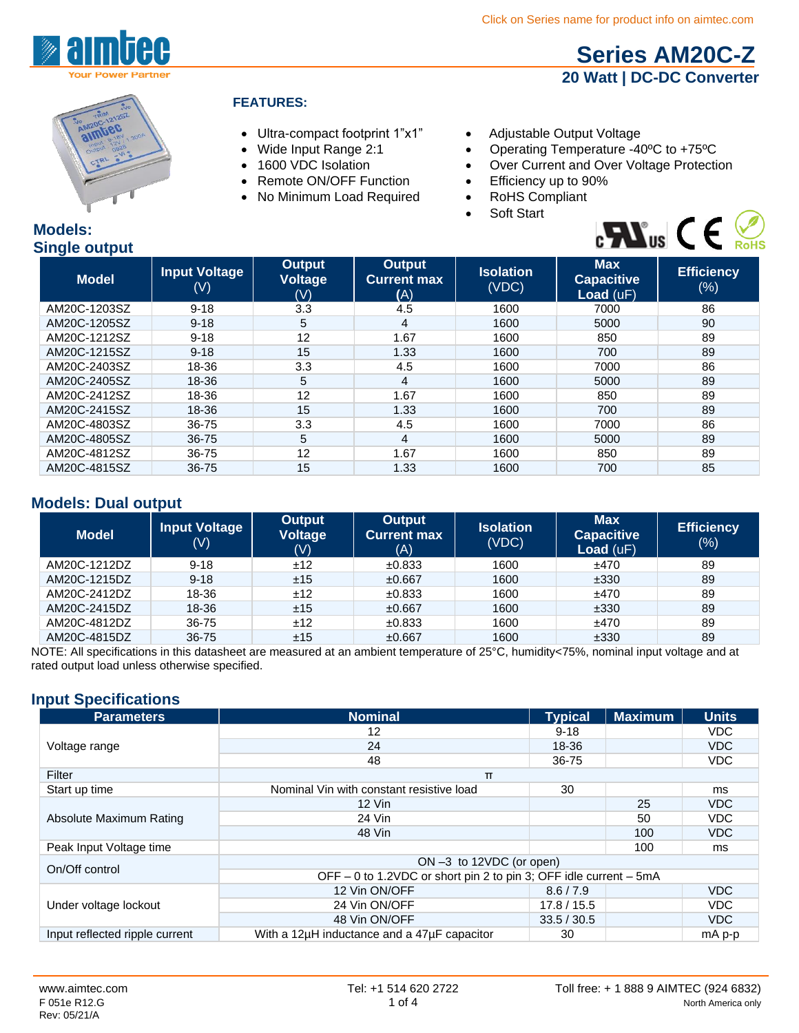Click on Series name for product info on aimtec.com

# Series AM20C-Z

## 20 Watt | DC-DC Converter

### FEATURES:

- Ultra-compact footprint 1"x1"
- Wide Input Range 2:1
- 1600 VDC Isolation
- Remote ON/OFF Function
- No Minimum Load Required
- Adjustable Output Voltage
- Operating Temperature -40ºC to +75ºC
- Over Current and Over Voltage Protection
- Efficiency up to 90%
- RoHS Compliant
- Soft Start

## Models: Single output

| Model | Input Voltage (V) | Output Voltage (V) | Output Current max (A) | Isolation (VDC) | Max Capacitive Load (uF) | Efficiency (%) |
|---|---|---|---|---|---|---|
| AM20C-1203SZ | 9-18 | 3.3 | 4.5 | 1600 | 7000 | 86 |
| AM20C-1205SZ | 9-18 | 5 | 4 | 1600 | 5000 | 90 |
| AM20C-1212SZ | 9-18 | 12 | 1.67 | 1600 | 850 | 89 |
| AM20C-1215SZ | 9-18 | 15 | 1.33 | 1600 | 700 | 89 |
| AM20C-2403SZ | 18-36 | 3.3 | 4.5 | 1600 | 7000 | 86 |
| AM20C-2405SZ | 18-36 | 5 | 4 | 1600 | 5000 | 89 |
| AM20C-2412SZ | 18-36 | 12 | 1.67 | 1600 | 850 | 89 |
| AM20C-2415SZ | 18-36 | 15 | 1.33 | 1600 | 700 | 89 |
| AM20C-4803SZ | 36-75 | 3.3 | 4.5 | 1600 | 7000 | 86 |
| AM20C-4805SZ | 36-75 | 5 | 4 | 1600 | 5000 | 89 |
| AM20C-4812SZ | 36-75 | 12 | 1.67 | 1600 | 850 | 89 |
| AM20C-4815SZ | 36-75 | 15 | 1.33 | 1600 | 700 | 85 |

## Models: Dual output

| Model | Input Voltage (V) | Output Voltage (V) | Output Current max (A) | Isolation (VDC) | Max Capacitive Load (uF) | Efficiency (%) |
|---|---|---|---|---|---|---|
| AM20C-1212DZ | 9-18 | ±12 | ±0.833 | 1600 | ±470 | 89 |
| AM20C-1215DZ | 9-18 | ±15 | ±0.667 | 1600 | ±330 | 89 |
| AM20C-2412DZ | 18-36 | ±12 | ±0.833 | 1600 | ±470 | 89 |
| AM20C-2415DZ | 18-36 | ±15 | ±0.667 | 1600 | ±330 | 89 |
| AM20C-4812DZ | 36-75 | ±12 | ±0.833 | 1600 | ±470 | 89 |
| AM20C-4815DZ | 36-75 | ±15 | ±0.667 | 1600 | ±330 | 89 |

NOTE: All specifications in this datasheet are measured at an ambient temperature of 25°C, humidity<75%, nominal input voltage and at rated output load unless otherwise specified.

## Input Specifications

| Parameters | Nominal | Typical | Maximum | Units |
|---|---|---|---|---|
| Voltage range | 12 | 9-18 | | VDC |
| | 24 | 18-36 | | VDC |
| | 48 | 36-75 | | VDC |
| Filter | π | | | |
| Start up time | Nominal Vin with constant resistive load | 30 | | ms |
| Absolute Maximum Rating | 12 Vin | | 25 | VDC |
| | 24 Vin | | 50 | VDC |
| | 48 Vin | | 100 | VDC |
| Peak Input Voltage time | | | 100 | ms |
| On/Off control | ON –3 to 12VDC (or open) | | | |
| | OFF – 0 to 1.2VDC or short pin 2 to pin 3; OFF idle current – 5mA | | | |
| Under voltage lockout | 12 Vin ON/OFF | 8.6 / 7.9 | | VDC |
| | 24 Vin ON/OFF | 17.8 / 15.5 | | VDC |
| | 48 Vin ON/OFF | 33.5 / 30.5 | | VDC |
| Input reflected ripple current | With a 12µH inductance and a 47µF capacitor | 30 | | mA p-p |

www.aimtec.com | Tel: +1 514 620 2722 | Toll free: + 1 888 9 AIMTEC (924 6832) North America only

F 051e R12.G
Rev: 05/21/A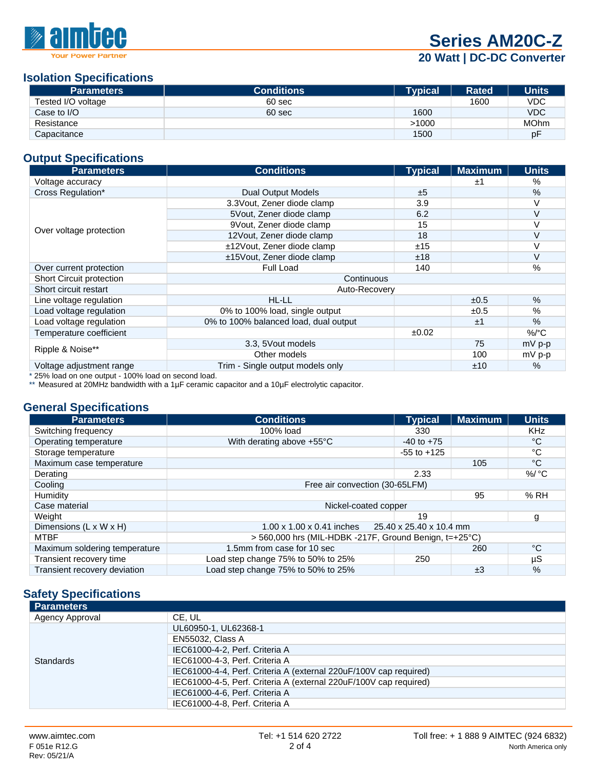## Isolation Specifications

| Parameters | Conditions | Typical | Rated | Units |
|---|---|---|---|---|
| Tested I/O voltage | 60 sec | | 1600 | VDC |
| Case to I/O | 60 sec | 1600 | | VDC |
| Resistance | | >1000 | | MOhm |
| Capacitance | | 1500 | | pF |

## Output Specifications

| Parameters | Conditions | Typical | Maximum | Units |
|---|---|---|---|---|
| Voltage accuracy | | | ±1 | % |
| Cross Regulation* | Dual Output Models | ±5 | | % |
| Over voltage protection | 3.3Vout, Zener diode clamp | 3.9 | | V |
| | 5Vout, Zener diode clamp | 6.2 | | V |
| | 9Vout, Zener diode clamp | 15 | | V |
| | 12Vout, Zener diode clamp | 18 | | V |
| | ±12Vout, Zener diode clamp | ±15 | | V |
| | ±15Vout, Zener diode clamp | ±18 | | V |
| Over current protection | Full Load | 140 | | % |
| Short Circuit protection | Continuous | | | |
| Short circuit restart | Auto-Recovery | | | |
| Line voltage regulation | HL-LL | | ±0.5 | % |
| Load voltage regulation | 0% to 100% load, single output | | ±0.5 | % |
| Load voltage regulation | 0% to 100% balanced load, dual output | | ±1 | % |
| Temperature coefficient | | ±0.02 | | %/°C |
| Ripple & Noise** | 3.3, 5Vout models | | 75 | mV p-p |
| | Other models | | 100 | mV p-p |
| Voltage adjustment range | Trim - Single output models only | | ±10 | % |

* 25% load on one output - 100% load on second load.

** Measured at 20MHz bandwidth with a 1µF ceramic capacitor and a 10µF electrolytic capacitor.

## General Specifications

| Parameters | Conditions | Typical | Maximum | Units |
|---|---|---|---|---|
| Switching frequency | 100% load | 330 | | KHz |
| Operating temperature | With derating above +55°C | -40 to +75 | | °C |
| Storage temperature | | -55 to +125 | | °C |
| Maximum case temperature | | | 105 | °C |
| Derating | | 2.33 | | %/ °C |
| Cooling | Free air convection (30-65LFM) | | | |
| Humidity | | | 95 | % RH |
| Case material | Nickel-coated copper | | | |
| Weight | | 19 | | g |
| Dimensions (L x W x H) | 1.00 x 1.00 x 0.41 inches 25.40 x 25.40 x 10.4 mm | | | |
| MTBF | > 560,000 hrs (MIL-HDBK -217F, Ground Benign, t=+25°C) | | | |
| Maximum soldering temperature | 1.5mm from case for 10 sec | | 260 | °C |
| Transient recovery time | Load step change 75% to 50% to 25% | 250 | | µS |
| Transient recovery deviation | Load step change 75% to 50% to 25% | | ±3 | % |

## Safety Specifications

| Parameters | |
|---|---|
| Agency Approval | CE, UL |
| Standards | UL60950-1, UL62368-1 |
| | EN55032, Class A |
| | IEC61000-4-2, Perf. Criteria A |
| | IEC61000-4-3, Perf. Criteria A |
| | IEC61000-4-4, Perf. Criteria A (external 220uF/100V cap required) |
| | IEC61000-4-5, Perf. Criteria A (external 220uF/100V cap required) |
| | IEC61000-4-6, Perf. Criteria A |
| | IEC61000-4-8, Perf. Criteria A |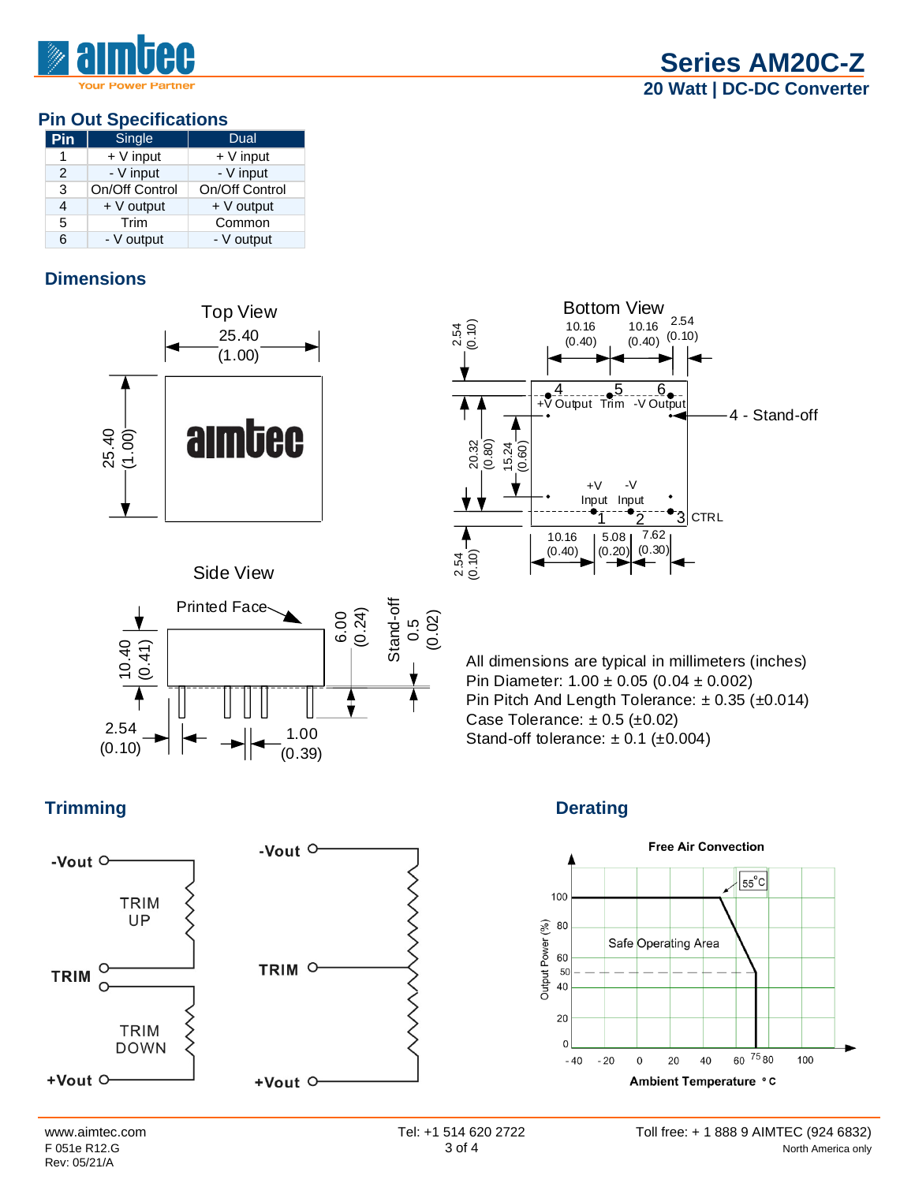## Pin Out Specifications

| Pin | Single | Dual |
|---|---|---|
| 1 | + V input | + V input |
| 2 | - V input | - V input |
| 3 | On/Off Control | On/Off Control |
| 4 | + V output | + V output |
| 5 | Trim | Common |
| 6 | - V output | - V output |

## Dimensions

All dimensions are typical in millimeters (inches)
Pin Diameter: 1.00 ± 0.05 (0.04 ± 0.002)
Pin Pitch And Length Tolerance: ± 0.35 (±0.014)
Case Tolerance: ± 0.5 (±0.02)
Stand-off tolerance: ± 0.1 (±0.004)

## Trimming

## Derating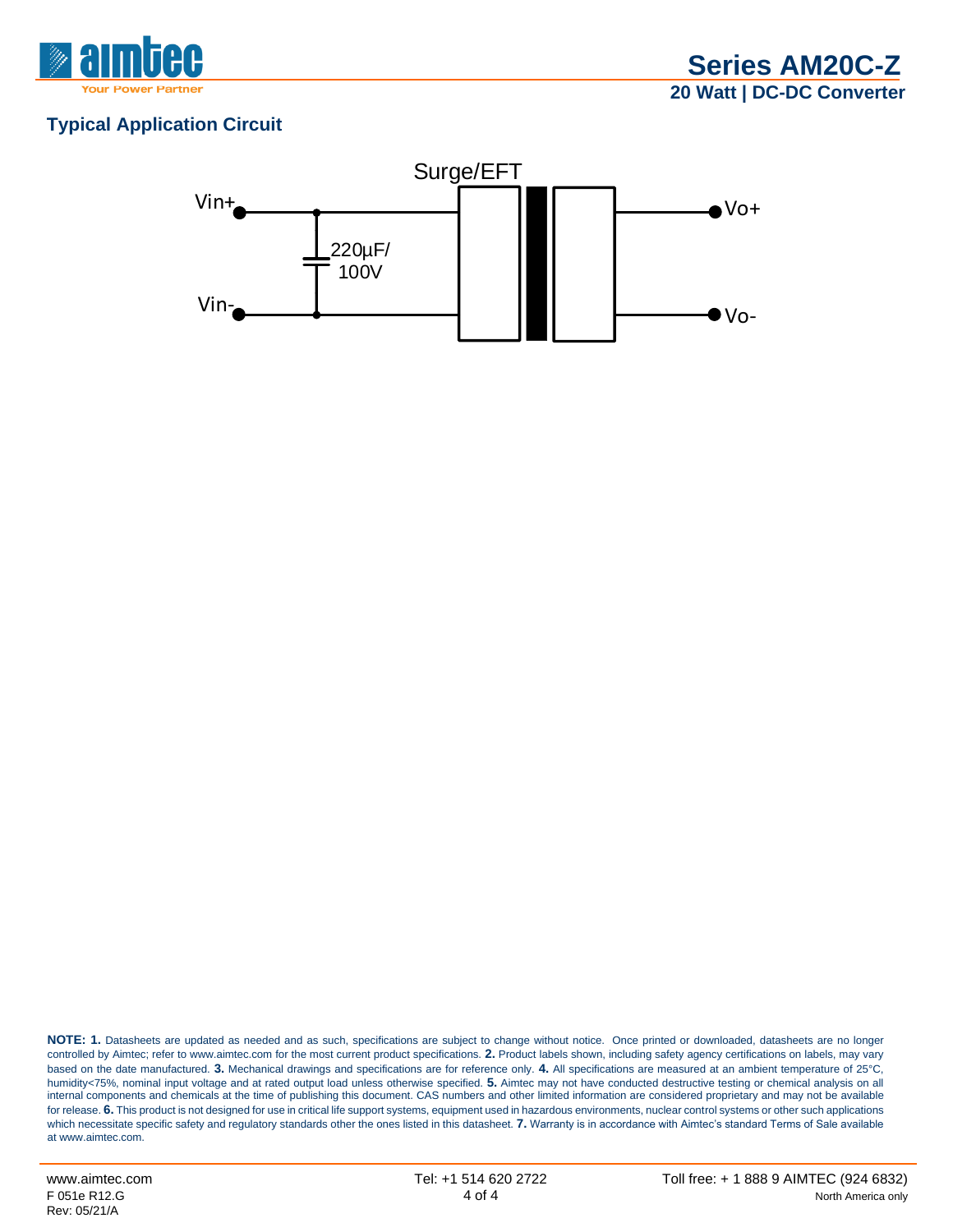## Typical Application Circuit

Surge/EFT

Vin+

220µF/
100V

Vin-

Vo+

Vo-

**NOTE:** **1.** Datasheets are updated as needed and as such, specifications are subject to change without notice. Once printed or downloaded, datasheets are no longer controlled by Aimtec; refer to www.aimtec.com for the most current product specifications. **2.** Product labels shown, including safety agency certifications on labels, may vary based on the date manufactured. **3.** Mechanical drawings and specifications are for reference only. **4.** All specifications are measured at an ambient temperature of 25°C, humidity<75%, nominal input voltage and at rated output load unless otherwise specified. **5.** Aimtec may not have conducted destructive testing or chemical analysis on all internal components and chemicals at the time of publishing this document. CAS numbers and other limited information are considered proprietary and may not be available for release. **6.** This product is not designed for use in critical life support systems, equipment used in hazardous environments, nuclear control systems or other such applications which necessitate specific safety and regulatory standards other the ones listed in this datasheet. **7.** Warranty is in accordance with Aimtec's standard Terms of Sale available at www.aimtec.com.